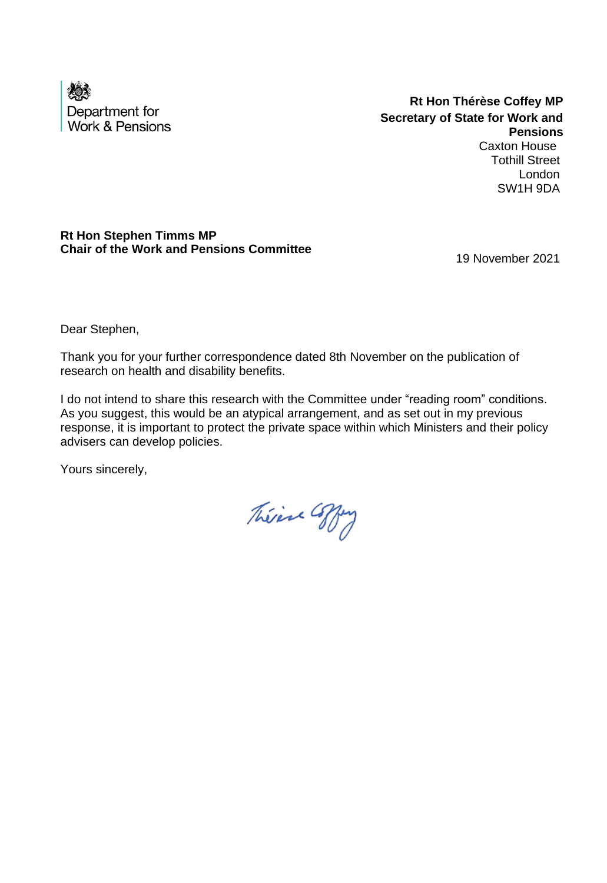Department for Work & Pensions

**Rt Hon Thérèse Coffey MP**
**Secretary of State for Work and Pensions**
Caxton House
Tothill Street
London
SW1H 9DA

**Rt Hon Stephen Timms MP**
**Chair of the Work and Pensions Committee**

19 November 2021

Dear Stephen,

Thank you for your further correspondence dated 8th November on the publication of research on health and disability benefits.

I do not intend to share this research with the Committee under "reading room" conditions. As you suggest, this would be an atypical arrangement, and as set out in my previous response, it is important to protect the private space within which Ministers and their policy advisers can develop policies.

Yours sincerely,

Thérèse Coffey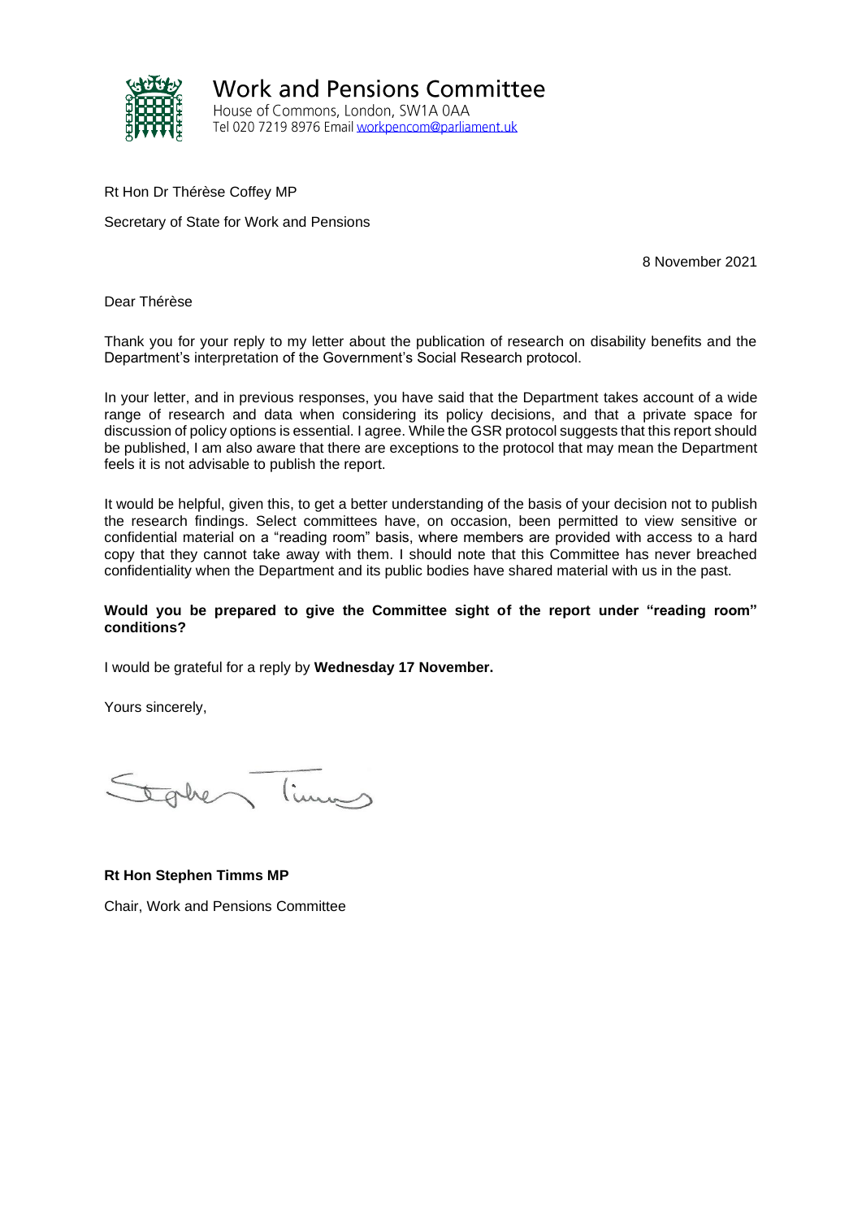# Work and Pensions Committee

House of Commons, London, SW1A 0AA
Tel 020 7219 8976 Email workpencom@parliament.uk

Rt Hon Dr Thérèse Coffey MP

Secretary of State for Work and Pensions

8 November 2021

Dear Thérèse

Thank you for your reply to my letter about the publication of research on disability benefits and the Department's interpretation of the Government's Social Research protocol.

In your letter, and in previous responses, you have said that the Department takes account of a wide range of research and data when considering its policy decisions, and that a private space for discussion of policy options is essential. I agree. While the GSR protocol suggests that this report should be published, I am also aware that there are exceptions to the protocol that may mean the Department feels it is not advisable to publish the report.

It would be helpful, given this, to get a better understanding of the basis of your decision not to publish the research findings. Select committees have, on occasion, been permitted to view sensitive or confidential material on a "reading room" basis, where members are provided with access to a hard copy that they cannot take away with them. I should note that this Committee has never breached confidentiality when the Department and its public bodies have shared material with us in the past.

**Would you be prepared to give the Committee sight of the report under "reading room" conditions?**

I would be grateful for a reply by **Wednesday 17 November.**

Yours sincerely,

Stephen Timms

**Rt Hon Stephen Timms MP**

Chair, Work and Pensions Committee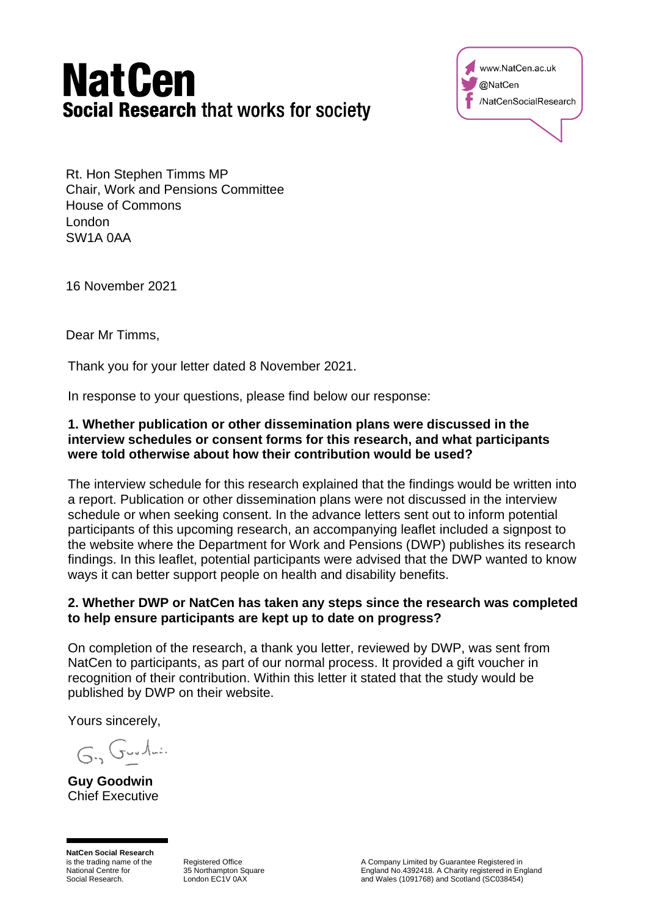# NatCen

**Social Research** that works for society

www.NatCen.ac.uk
@NatCen
/NatCenSocialResearch

Rt. Hon Stephen Timms MP
Chair, Work and Pensions Committee
House of Commons
London
SW1A 0AA

16 November 2021

Dear Mr Timms,

Thank you for your letter dated 8 November 2021.

In response to your questions, please find below our response:

**1. Whether publication or other dissemination plans were discussed in the interview schedules or consent forms for this research, and what participants were told otherwise about how their contribution would be used?**

The interview schedule for this research explained that the findings would be written into a report. Publication or other dissemination plans were not discussed in the interview schedule or when seeking consent. In the advance letters sent out to inform potential participants of this upcoming research, an accompanying leaflet included a signpost to the website where the Department for Work and Pensions (DWP) publishes its research findings. In this leaflet, potential participants were advised that the DWP wanted to know ways it can better support people on health and disability benefits.

**2. Whether DWP or NatCen has taken any steps since the research was completed to help ensure participants are kept up to date on progress?**

On completion of the research, a thank you letter, reviewed by DWP, was sent from NatCen to participants, as part of our normal process. It provided a gift voucher in recognition of their contribution. Within this letter it stated that the study would be published by DWP on their website.

Yours sincerely,

**Guy Goodwin**
Chief Executive

**NatCen Social Research** is the trading name of the National Centre for Social Research.

Registered Office
35 Northampton Square
London EC1V 0AX

A Company Limited by Guarantee Registered in England No.4392418. A Charity registered in England and Wales (1091768) and Scotland (SC038454)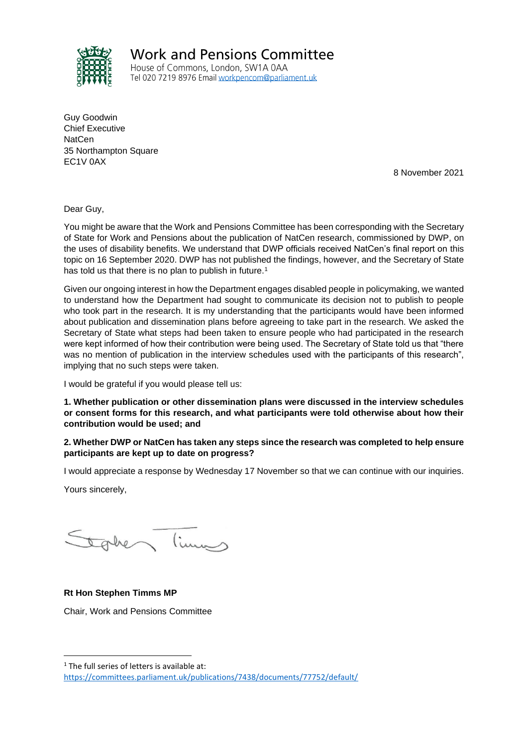# Work and Pensions Committee

House of Commons, London, SW1A 0AA
Tel 020 7219 8976 Email workpencom@parliament.uk

Guy Goodwin
Chief Executive
NatCen
35 Northampton Square
EC1V 0AX

8 November 2021

Dear Guy,

You might be aware that the Work and Pensions Committee has been corresponding with the Secretary of State for Work and Pensions about the publication of NatCen research, commissioned by DWP, on the uses of disability benefits. We understand that DWP officials received NatCen's final report on this topic on 16 September 2020. DWP has not published the findings, however, and the Secretary of State has told us that there is no plan to publish in future.[1]

Given our ongoing interest in how the Department engages disabled people in policymaking, we wanted to understand how the Department had sought to communicate its decision not to publish to people who took part in the research. It is my understanding that the participants would have been informed about publication and dissemination plans before agreeing to take part in the research. We asked the Secretary of State what steps had been taken to ensure people who had participated in the research were kept informed of how their contribution were being used. The Secretary of State told us that "there was no mention of publication in the interview schedules used with the participants of this research", implying that no such steps were taken.

I would be grateful if you would please tell us:

**1. Whether publication or other dissemination plans were discussed in the interview schedules or consent forms for this research, and what participants were told otherwise about how their contribution would be used; and**

**2. Whether DWP or NatCen has taken any steps since the research was completed to help ensure participants are kept up to date on progress?**

I would appreciate a response by Wednesday 17 November so that we can continue with our inquiries.

Yours sincerely,

Stephen Timms

**Rt Hon Stephen Timms MP**

Chair, Work and Pensions Committee

[1] The full series of letters is available at: https://committees.parliament.uk/publications/7438/documents/77752/default/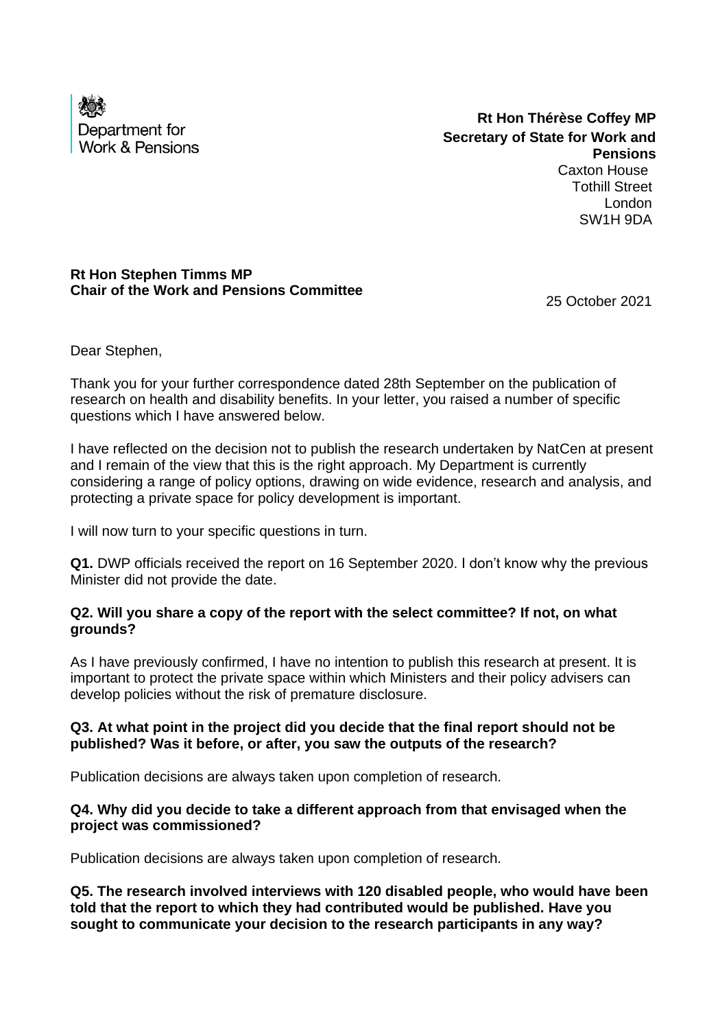Department for Work & Pensions

**Rt Hon Thérèse Coffey MP**
**Secretary of State for Work and Pensions**
Caxton House
Tothill Street
London
SW1H 9DA

**Rt Hon Stephen Timms MP**
**Chair of the Work and Pensions Committee**

25 October 2021

Dear Stephen,

Thank you for your further correspondence dated 28th September on the publication of research on health and disability benefits. In your letter, you raised a number of specific questions which I have answered below.

I have reflected on the decision not to publish the research undertaken by NatCen at present and I remain of the view that this is the right approach. My Department is currently considering a range of policy options, drawing on wide evidence, research and analysis, and protecting a private space for policy development is important.

I will now turn to your specific questions in turn.

**Q1.** DWP officials received the report on 16 September 2020. I don't know why the previous Minister did not provide the date.

**Q2. Will you share a copy of the report with the select committee? If not, on what grounds?**

As I have previously confirmed, I have no intention to publish this research at present. It is important to protect the private space within which Ministers and their policy advisers can develop policies without the risk of premature disclosure.

**Q3. At what point in the project did you decide that the final report should not be published? Was it before, or after, you saw the outputs of the research?**

Publication decisions are always taken upon completion of research.

**Q4. Why did you decide to take a different approach from that envisaged when the project was commissioned?**

Publication decisions are always taken upon completion of research.

**Q5. The research involved interviews with 120 disabled people, who would have been told that the report to which they had contributed would be published. Have you sought to communicate your decision to the research participants in any way?**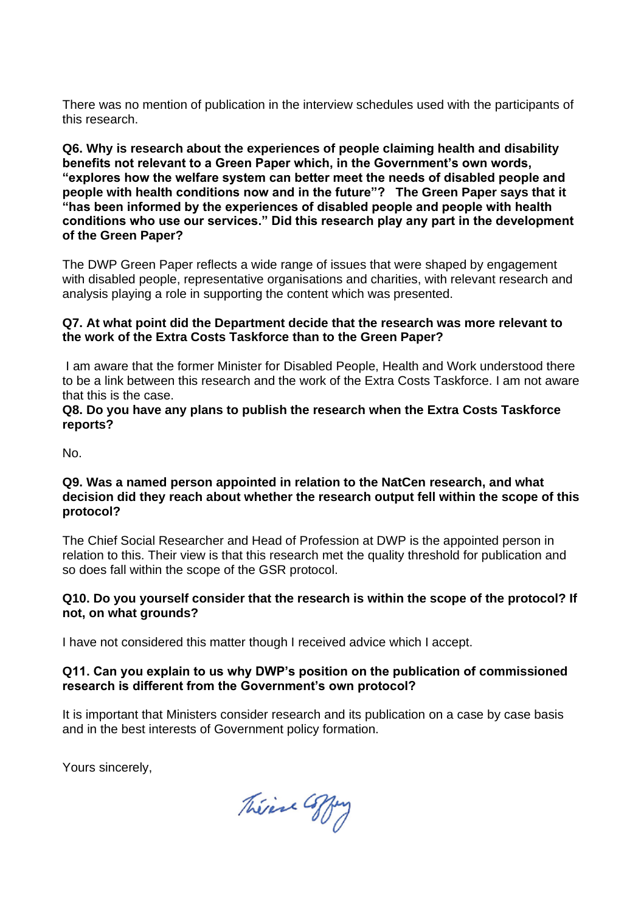There was no mention of publication in the interview schedules used with the participants of this research.

**Q6. Why is research about the experiences of people claiming health and disability benefits not relevant to a Green Paper which, in the Government's own words, "explores how the welfare system can better meet the needs of disabled people and people with health conditions now and in the future"? The Green Paper says that it "has been informed by the experiences of disabled people and people with health conditions who use our services." Did this research play any part in the development of the Green Paper?**

The DWP Green Paper reflects a wide range of issues that were shaped by engagement with disabled people, representative organisations and charities, with relevant research and analysis playing a role in supporting the content which was presented.

**Q7. At what point did the Department decide that the research was more relevant to the work of the Extra Costs Taskforce than to the Green Paper?**

I am aware that the former Minister for Disabled People, Health and Work understood there to be a link between this research and the work of the Extra Costs Taskforce. I am not aware that this is the case.

**Q8. Do you have any plans to publish the research when the Extra Costs Taskforce reports?**

No.

**Q9. Was a named person appointed in relation to the NatCen research, and what decision did they reach about whether the research output fell within the scope of this protocol?**

The Chief Social Researcher and Head of Profession at DWP is the appointed person in relation to this. Their view is that this research met the quality threshold for publication and so does fall within the scope of the GSR protocol.

**Q10. Do you yourself consider that the research is within the scope of the protocol? If not, on what grounds?**

I have not considered this matter though I received advice which I accept.

**Q11. Can you explain to us why DWP's position on the publication of commissioned research is different from the Government's own protocol?**

It is important that Ministers consider research and its publication on a case by case basis and in the best interests of Government policy formation.

Yours sincerely,

Thérèse Coffey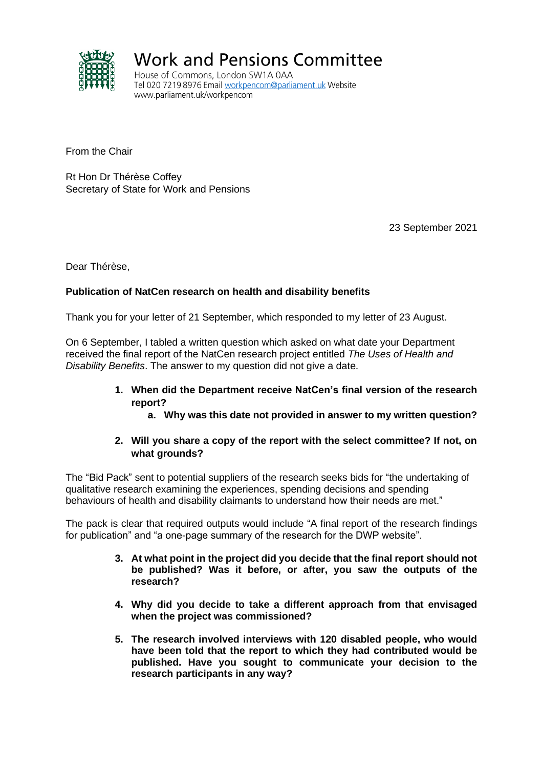# Work and Pensions Committee

House of Commons, London SW1A 0AA
Tel 020 7219 8976 Email workpencom@parliament.uk Website www.parliament.uk/workpencom

From the Chair

Rt Hon Dr Thérèse Coffey
Secretary of State for Work and Pensions

23 September 2021

Dear Thérèse,

**Publication of NatCen research on health and disability benefits**

Thank you for your letter of 21 September, which responded to my letter of 23 August.

On 6 September, I tabled a written question which asked on what date your Department received the final report of the NatCen research project entitled *The Uses of Health and Disability Benefits*. The answer to my question did not give a date.

1. **When did the Department receive NatCen's final version of the research report?**
   a. **Why was this date not provided in answer to my written question?**

2. **Will you share a copy of the report with the select committee? If not, on what grounds?**

The "Bid Pack" sent to potential suppliers of the research seeks bids for "the undertaking of qualitative research examining the experiences, spending decisions and spending behaviours of health and disability claimants to understand how their needs are met."

The pack is clear that required outputs would include "A final report of the research findings for publication" and "a one-page summary of the research for the DWP website".

3. **At what point in the project did you decide that the final report should not be published? Was it before, or after, you saw the outputs of the research?**

4. **Why did you decide to take a different approach from that envisaged when the project was commissioned?**

5. **The research involved interviews with 120 disabled people, who would have been told that the report to which they had contributed would be published. Have you sought to communicate your decision to the research participants in any way?**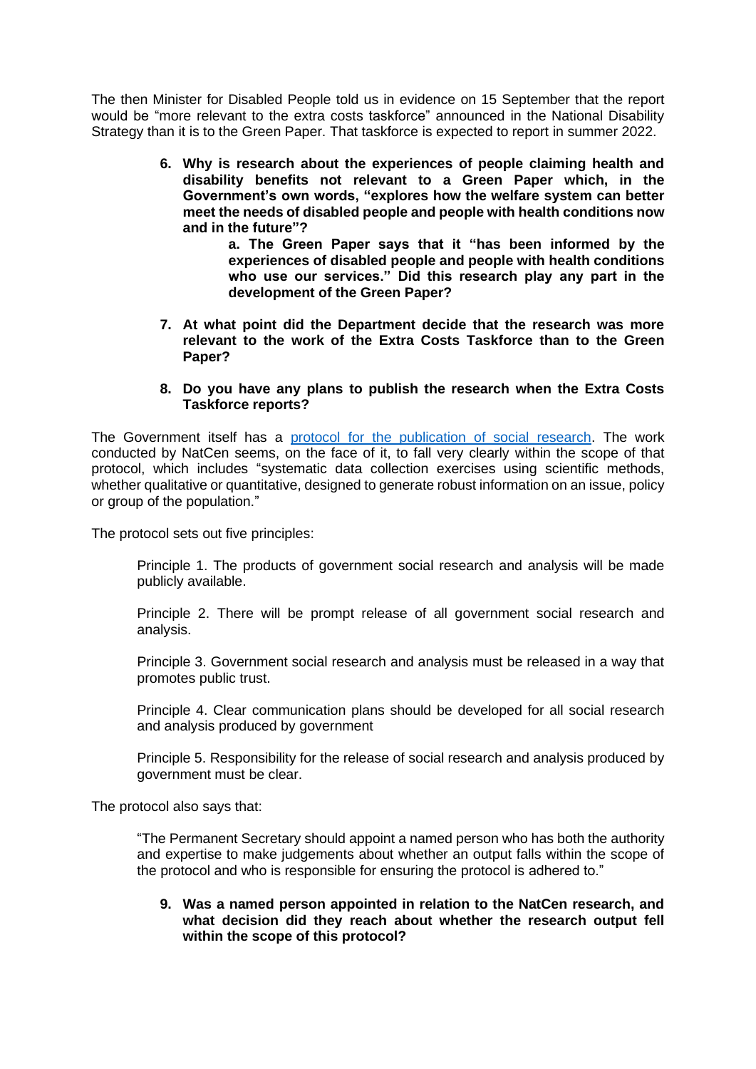The then Minister for Disabled People told us in evidence on 15 September that the report would be "more relevant to the extra costs taskforce" announced in the National Disability Strategy than it is to the Green Paper. That taskforce is expected to report in summer 2022.

6. **Why is research about the experiences of people claiming health and disability benefits not relevant to a Green Paper which, in the Government's own words, "explores how the welfare system can better meet the needs of disabled people and people with health conditions now and in the future"?**

    a. **The Green Paper says that it "has been informed by the experiences of disabled people and people with health conditions who use our services." Did this research play any part in the development of the Green Paper?**

7. **At what point did the Department decide that the research was more relevant to the work of the Extra Costs Taskforce than to the Green Paper?**

8. **Do you have any plans to publish the research when the Extra Costs Taskforce reports?**

The Government itself has a [protocol for the publication of social research](). The work conducted by NatCen seems, on the face of it, to fall very clearly within the scope of that protocol, which includes "systematic data collection exercises using scientific methods, whether qualitative or quantitative, designed to generate robust information on an issue, policy or group of the population."

The protocol sets out five principles:

> Principle 1. The products of government social research and analysis will be made publicly available.
>
> Principle 2. There will be prompt release of all government social research and analysis.
>
> Principle 3. Government social research and analysis must be released in a way that promotes public trust.
>
> Principle 4. Clear communication plans should be developed for all social research and analysis produced by government
>
> Principle 5. Responsibility for the release of social research and analysis produced by government must be clear.

The protocol also says that:

> "The Permanent Secretary should appoint a named person who has both the authority and expertise to make judgements about whether an output falls within the scope of the protocol and who is responsible for ensuring the protocol is adhered to."

9. **Was a named person appointed in relation to the NatCen research, and what decision did they reach about whether the research output fell within the scope of this protocol?**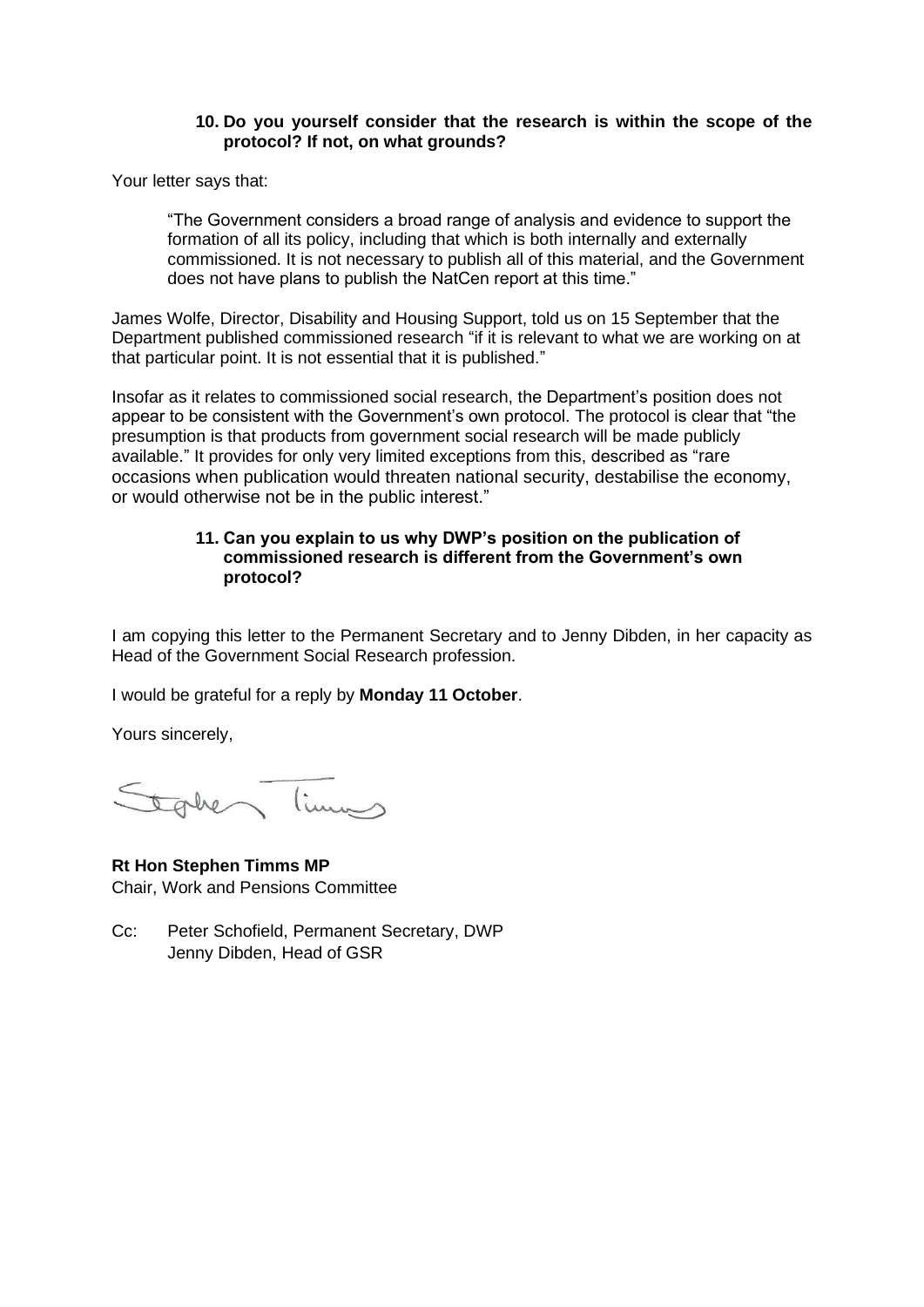**10. Do you yourself consider that the research is within the scope of the protocol? If not, on what grounds?**

Your letter says that:

> "The Government considers a broad range of analysis and evidence to support the formation of all its policy, including that which is both internally and externally commissioned. It is not necessary to publish all of this material, and the Government does not have plans to publish the NatCen report at this time."

James Wolfe, Director, Disability and Housing Support, told us on 15 September that the Department published commissioned research "if it is relevant to what we are working on at that particular point. It is not essential that it is published."

Insofar as it relates to commissioned social research, the Department's position does not appear to be consistent with the Government's own protocol. The protocol is clear that "the presumption is that products from government social research will be made publicly available." It provides for only very limited exceptions from this, described as "rare occasions when publication would threaten national security, destabilise the economy, or would otherwise not be in the public interest."

**11. Can you explain to us why DWP's position on the publication of commissioned research is different from the Government's own protocol?**

I am copying this letter to the Permanent Secretary and to Jenny Dibden, in her capacity as Head of the Government Social Research profession.

I would be grateful for a reply by **Monday 11 October**.

Yours sincerely,

Stephen Timms

**Rt Hon Stephen Timms MP**
Chair, Work and Pensions Committee

Cc: Peter Schofield, Permanent Secretary, DWP
Jenny Dibden, Head of GSR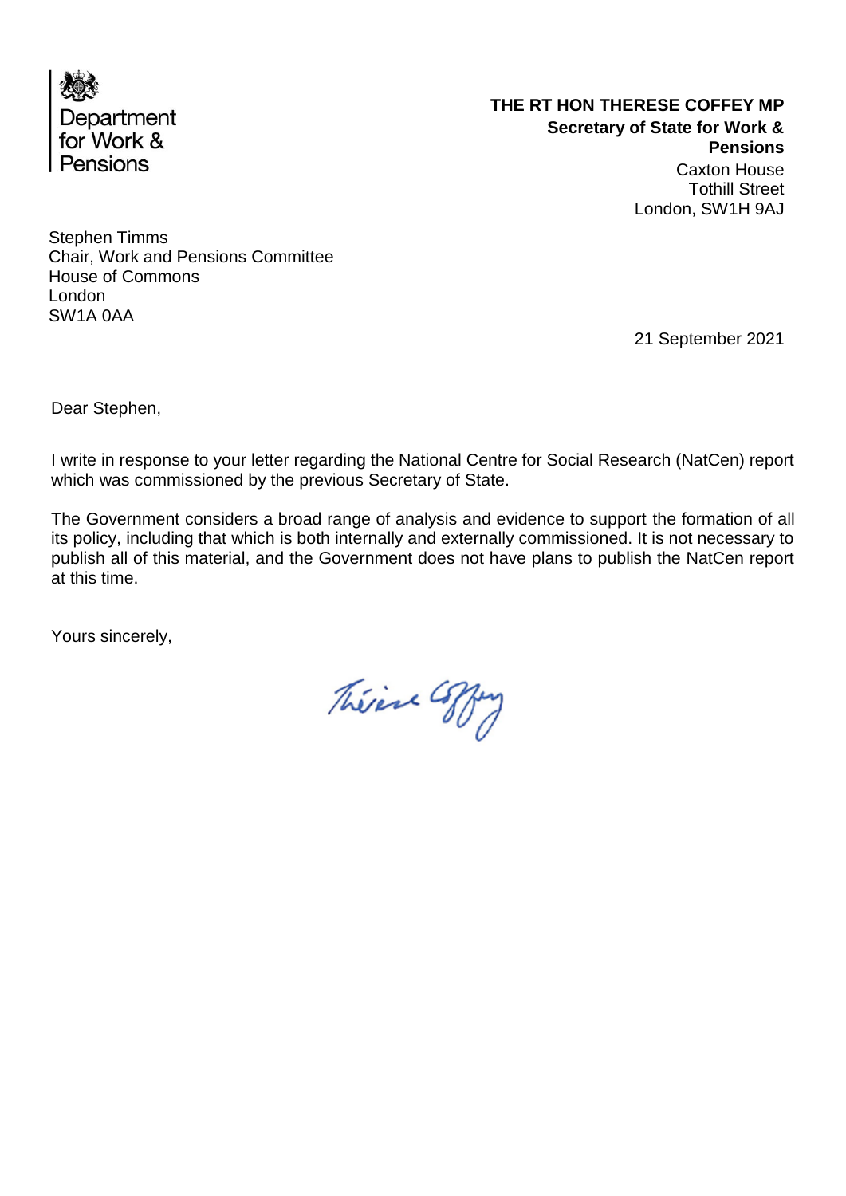Department for Work & Pensions

**THE RT HON THERESE COFFEY MP**
**Secretary of State for Work & Pensions**
Caxton House
Tothill Street
London, SW1H 9AJ

Stephen Timms
Chair, Work and Pensions Committee
House of Commons
London
SW1A 0AA

21 September 2021

Dear Stephen,

I write in response to your letter regarding the National Centre for Social Research (NatCen) report which was commissioned by the previous Secretary of State.

The Government considers a broad range of analysis and evidence to support the formation of all its policy, including that which is both internally and externally commissioned. It is not necessary to publish all of this material, and the Government does not have plans to publish the NatCen report at this time.

Yours sincerely,

Thérèse Coffey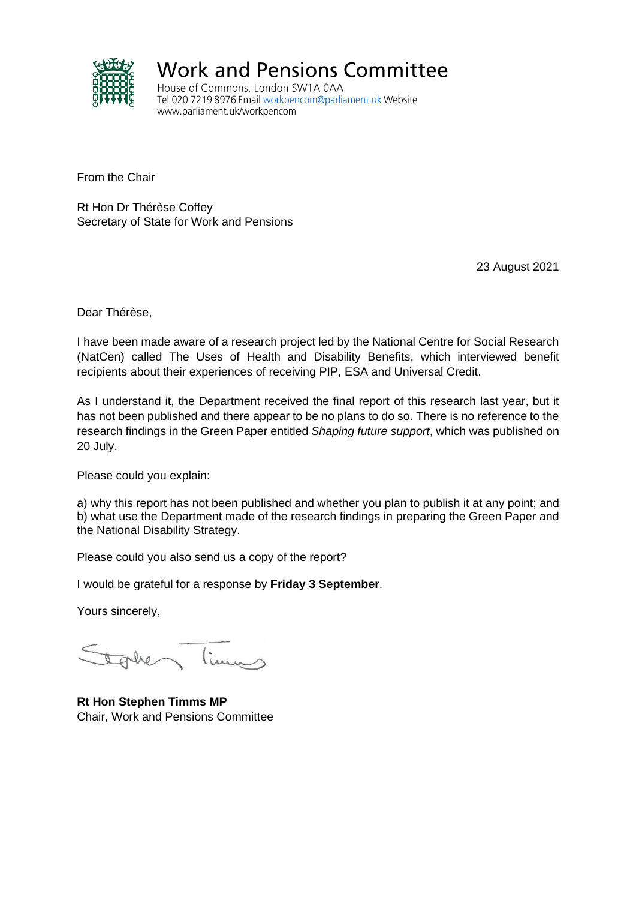# Work and Pensions Committee

House of Commons, London SW1A 0AA
Tel 020 7219 8976 Email workpencom@parliament.uk Website www.parliament.uk/workpencom

From the Chair

Rt Hon Dr Thérèse Coffey
Secretary of State for Work and Pensions

23 August 2021

Dear Thérèse,

I have been made aware of a research project led by the National Centre for Social Research (NatCen) called The Uses of Health and Disability Benefits, which interviewed benefit recipients about their experiences of receiving PIP, ESA and Universal Credit.

As I understand it, the Department received the final report of this research last year, but it has not been published and there appear to be no plans to do so. There is no reference to the research findings in the Green Paper entitled *Shaping future support*, which was published on 20 July.

Please could you explain:

a) why this report has not been published and whether you plan to publish it at any point; and
b) what use the Department made of the research findings in preparing the Green Paper and the National Disability Strategy.

Please could you also send us a copy of the report?

I would be grateful for a response by **Friday 3 September**.

Yours sincerely,

Stephen Timms

**Rt Hon Stephen Timms MP**
Chair, Work and Pensions Committee